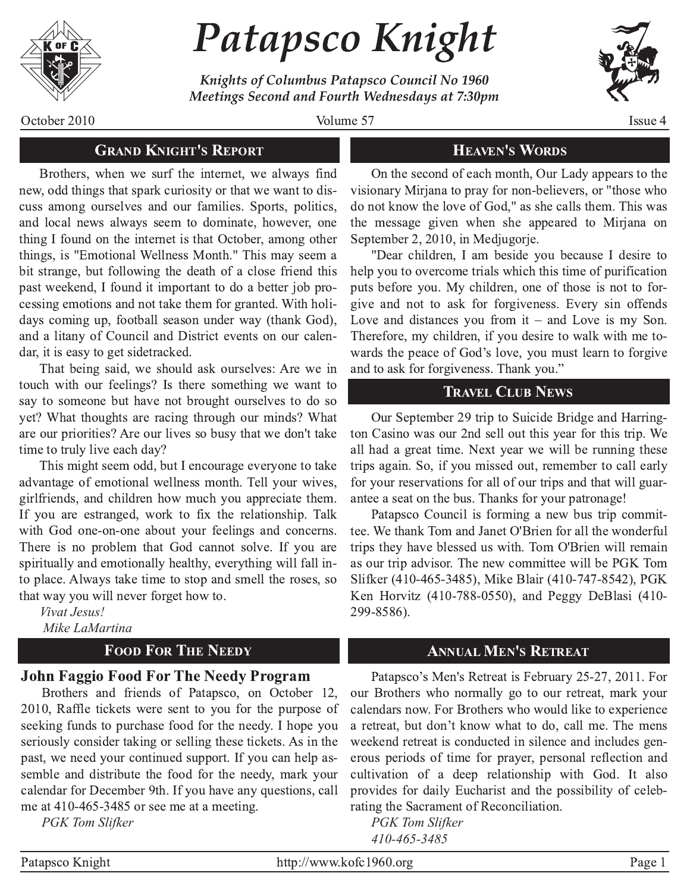# Patapsco Knight

***Knights of Columbus Patapsco Council No 1960***
***Meetings Second and Fourth Wednesdays at 7:30pm***

October 2010 — Volume 57 — Issue 4

## Grand Knight's Report

Brothers, when we surf the internet, we always find new, odd things that spark curiosity or that we want to discuss among ourselves and our families. Sports, politics, and local news always seem to dominate, however, one thing I found on the internet is that October, among other things, is "Emotional Wellness Month." This may seem a bit strange, but following the death of a close friend this past weekend, I found it important to do a better job processing emotions and not take them for granted. With holidays coming up, football season under way (thank God), and a litany of Council and District events on our calendar, it is easy to get sidetracked.

That being said, we should ask ourselves: Are we in touch with our feelings? Is there something we want to say to someone but have not brought ourselves to do so yet? What thoughts are racing through our minds? What are our priorities? Are our lives so busy that we don't take time to truly live each day?

This might seem odd, but I encourage everyone to take advantage of emotional wellness month. Tell your wives, girlfriends, and children how much you appreciate them. If you are estranged, work to fix the relationship. Talk with God one-on-one about your feelings and concerns. There is no problem that God cannot solve. If you are spiritually and emotionally healthy, everything will fall into place. Always take time to stop and smell the roses, so that way you will never forget how to.

*Vivat Jesus!*
*Mike LaMartina*

## Heaven's Words

On the second of each month, Our Lady appears to the visionary Mirjana to pray for non-believers, or "those who do not know the love of God," as she calls them. This was the message given when she appeared to Mirjana on September 2, 2010, in Medjugorje.

"Dear children, I am beside you because I desire to help you to overcome trials which this time of purification puts before you. My children, one of those is not to forgive and not to ask for forgiveness. Every sin offends Love and distances you from it – and Love is my Son. Therefore, my children, if you desire to walk with me towards the peace of God's love, you must learn to forgive and to ask for forgiveness. Thank you."

## Travel Club News

Our September 29 trip to Suicide Bridge and Harrington Casino was our 2nd sell out this year for this trip. We all had a great time. Next year we will be running these trips again. So, if you missed out, remember to call early for your reservations for all of our trips and that will guarantee a seat on the bus. Thanks for your patronage!

Patapsco Council is forming a new bus trip committee. We thank Tom and Janet O'Brien for all the wonderful trips they have blessed us with. Tom O'Brien will remain as our trip advisor. The new committee will be PGK Tom Slifker (410-465-3485), Mike Blair (410-747-8542), PGK Ken Horvitz (410-788-0550), and Peggy DeBlasi (410-299-8586).

## Food For The Needy

### John Faggio Food For The Needy Program

Brothers and friends of Patapsco, on October 12, 2010, Raffle tickets were sent to you for the purpose of seeking funds to purchase food for the needy. I hope you seriously consider taking or selling these tickets. As in the past, we need your continued support. If you can help assemble and distribute the food for the needy, mark your calendar for December 9th. If you have any questions, call me at 410-465-3485 or see me at a meeting.

*PGK Tom Slifker*

## Annual Men's Retreat

Patapsco's Men's Retreat is February 25-27, 2011. For our Brothers who normally go to our retreat, mark your calendars now. For Brothers who would like to experience a retreat, but don't know what to do, call me. The mens weekend retreat is conducted in silence and includes generous periods of time for prayer, personal reflection and cultivation of a deep relationship with God. It also provides for daily Eucharist and the possibility of celebrating the Sacrament of Reconciliation.

*PGK Tom Slifker*
*410-465-3485*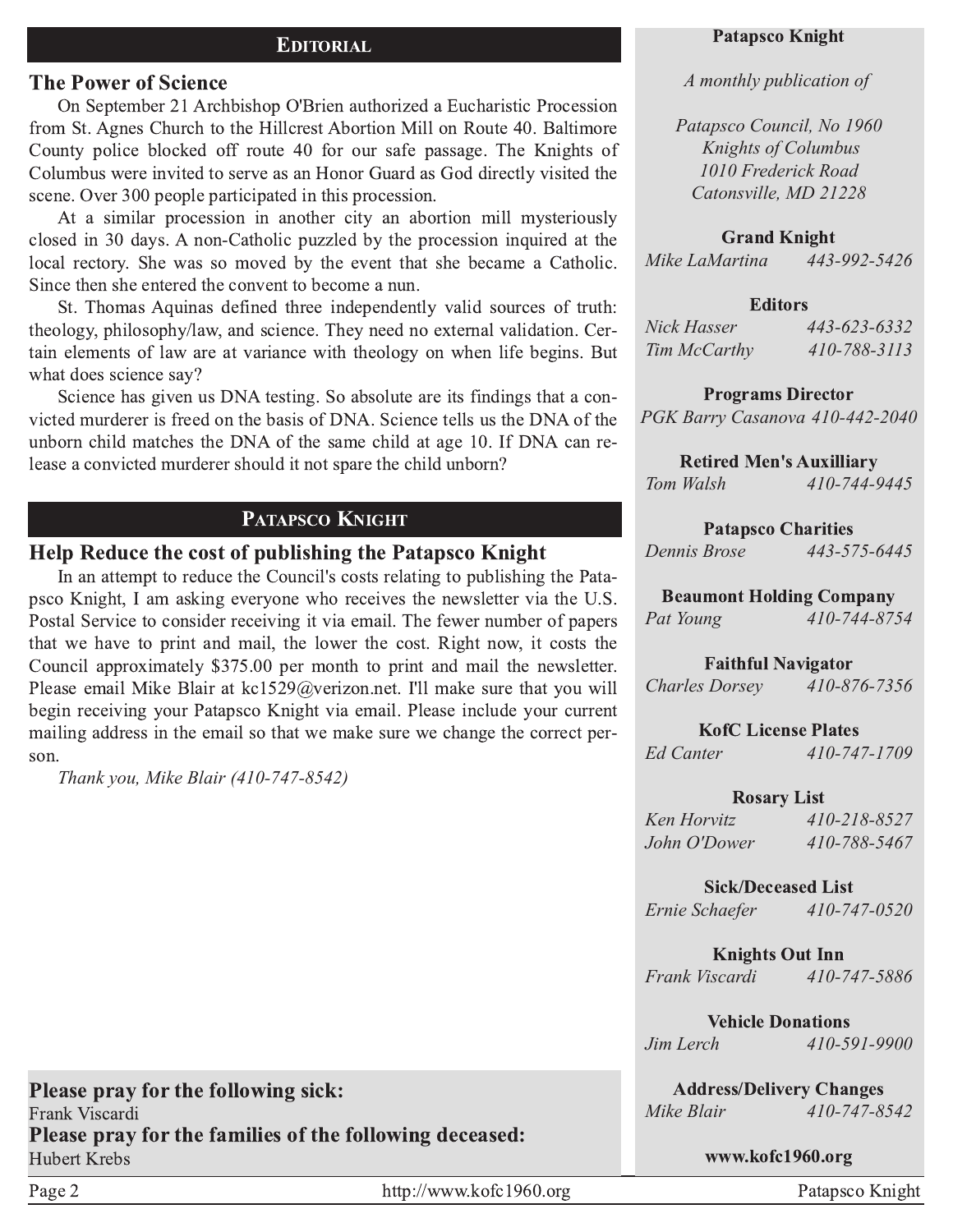## EDITORIAL

### The Power of Science

On September 21 Archbishop O'Brien authorized a Eucharistic Procession from St. Agnes Church to the Hillcrest Abortion Mill on Route 40. Baltimore County police blocked off route 40 for our safe passage. The Knights of Columbus were invited to serve as an Honor Guard as God directly visited the scene. Over 300 people participated in this procession.

At a similar procession in another city an abortion mill mysteriously closed in 30 days. A non-Catholic puzzled by the procession inquired at the local rectory. She was so moved by the event that she became a Catholic. Since then she entered the convent to become a nun.

St. Thomas Aquinas defined three independently valid sources of truth: theology, philosophy/law, and science. They need no external validation. Certain elements of law are at variance with theology on when life begins. But what does science say?

Science has given us DNA testing. So absolute are its findings that a convicted murderer is freed on the basis of DNA. Science tells us the DNA of the unborn child matches the DNA of the same child at age 10. If DNA can release a convicted murderer should it not spare the child unborn?

## PATAPSCO KNIGHT

### Help Reduce the cost of publishing the Patapsco Knight

In an attempt to reduce the Council's costs relating to publishing the Patapsco Knight, I am asking everyone who receives the newsletter via the U.S. Postal Service to consider receiving it via email. The fewer number of papers that we have to print and mail, the lower the cost. Right now, it costs the Council approximately $375.00 per month to print and mail the newsletter. Please email Mike Blair at kc1529@verizon.net. I'll make sure that you will begin receiving your Patapsco Knight via email. Please include your current mailing address in the email so that we make sure we change the correct person.

*Thank you, Mike Blair (410-747-8542)*

**Please pray for the following sick:**
Frank Viscardi

**Please pray for the families of the following deceased:**
Hubert Krebs

---

**Patapsco Knight**

*A monthly publication of*

*Patapsco Council, No 1960*
*Knights of Columbus*
*1010 Frederick Road*
*Catonsville, MD 21228*

**Grand Knight**
*Mike LaMartina 443-992-5426*

**Editors**
*Nick Hasser 443-623-6332*
*Tim McCarthy 410-788-3113*

**Programs Director**
*PGK Barry Casanova 410-442-2040*

**Retired Men's Auxilliary**
*Tom Walsh 410-744-9445*

**Patapsco Charities**
*Dennis Brose 443-575-6445*

**Beaumont Holding Company**
*Pat Young 410-744-8754*

**Faithful Navigator**
*Charles Dorsey 410-876-7356*

**KofC License Plates**
*Ed Canter 410-747-1709*

**Rosary List**
*Ken Horvitz 410-218-8527*
*John O'Dower 410-788-5467*

**Sick/Deceased List**
*Ernie Schaefer 410-747-0520*

**Knights Out Inn**
*Frank Viscardi 410-747-5886*

**Vehicle Donations**
*Jim Lerch 410-591-9900*

**Address/Delivery Changes**
*Mike Blair 410-747-8542*

**www.kofc1960.org**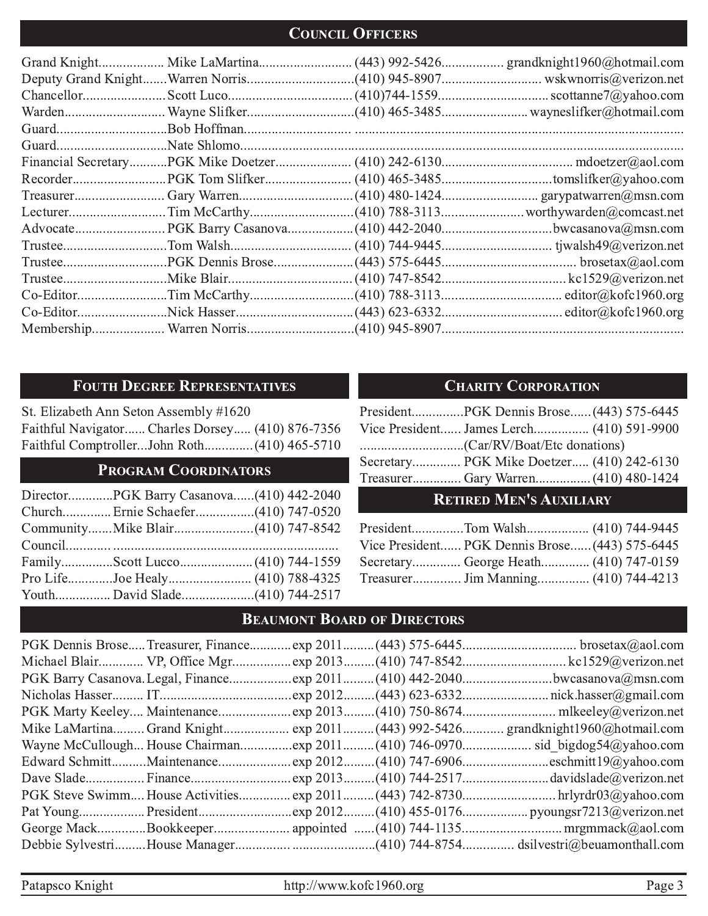## Council Officers

| Position | Name | Phone | Email |
| --- | --- | --- | --- |
| Grand Knight | Mike LaMartina | (443) 992-5426 | grandknight1960@hotmail.com |
| Deputy Grand Knight | Warren Norris | (410) 945-8907 | wskwnorris@verizon.net |
| Chancellor | Scott Luco | (410)744-1559 | scottanne7@yahoo.com |
| Warden | Wayne Slifker | (410) 465-3485 | wayneslifker@hotmail.com |
| Guard | Bob Hoffman | | |
| Guard | Nate Shlomo | | |
| Financial Secretary | PGK Mike Doetzer | (410) 242-6130 | mdoetzer@aol.com |
| Recorder | PGK Tom Slifker | (410) 465-3485 | tomslifker@yahoo.com |
| Treasurer | Gary Warren | (410) 480-1424 | garypatwarren@msn.com |
| Lecturer | Tim McCarthy | (410) 788-3113 | worthywarden@comcast.net |
| Advocate | PGK Barry Casanova | (410) 442-2040 | bwcasanova@msn.com |
| Trustee | Tom Walsh | (410) 744-9445 | tjwalsh49@verizon.net |
| Trustee | PGK Dennis Brose | (443) 575-6445 | brosetax@aol.com |
| Trustee | Mike Blair | (410) 747-8542 | kc1529@verizon.net |
| Co-Editor | Tim McCarthy | (410) 788-3113 | editor@kofc1960.org |
| Co-Editor | Nick Hasser | (443) 623-6332 | editor@kofc1960.org |
| Membership | Warren Norris | (410) 945-8907 | |

## Fouth Degree Representatives

St. Elizabeth Ann Seton Assembly #1620

| Position | Name | Phone |
| --- | --- | --- |
| Faithful Navigator | Charles Dorsey | (410) 876-7356 |
| Faithful Comptroller | John Roth | (410) 465-5710 |

## Program Coordinators

| Position | Name | Phone |
| --- | --- | --- |
| Director | PGK Barry Casanova | (410) 442-2040 |
| Church | Ernie Schaefer | (410) 747-0520 |
| Community | Mike Blair | (410) 747-8542 |
| Council | | |
| Family | Scott Lucco | (410) 744-1559 |
| Pro Life | Joe Healy | (410) 788-4325 |
| Youth | David Slade | (410) 744-2517 |

## Charity Corporation

| Position | Name | Phone |
| --- | --- | --- |
| President | PGK Dennis Brose | (443) 575-6445 |
| Vice President | James Lerch | (410) 591-9900 |
| | (Car/RV/Boat/Etc donations) | |
| Secretary | PGK Mike Doetzer | (410) 242-6130 |
| Treasurer | Gary Warren | (410) 480-1424 |

## Retired Men's Auxiliary

| Position | Name | Phone |
| --- | --- | --- |
| President | Tom Walsh | (410) 744-9445 |
| Vice President | PGK Dennis Brose | (443) 575-6445 |
| Secretary | George Heath | (410) 747-0159 |
| Treasurer | Jim Manning | (410) 744-4213 |

## Beaumont Board of Directors

| Name | Position | Term | Phone | Email |
| --- | --- | --- | --- | --- |
| PGK Dennis Brose | Treasurer, Finance | exp 2011 | (443) 575-6445 | brosetax@aol.com |
| Michael Blair | VP, Office Mgr. | exp 2013 | (410) 747-8542 | kc1529@verizon.net |
| PGK Barry Casanova | Legal, Finance | exp 2011 | (410) 442-2040 | bwcasanova@msn.com |
| Nicholas Hasser | IT | exp 2012 | (443) 623-6332 | nick.hasser@gmail.com |
| PGK Marty Keeley | Maintenance | exp 2013 | (410) 750-8674 | mlkeeley@verizon.net |
| Mike LaMartina | Grand Knight | exp 2011 | (443) 992-5426 | grandknight1960@hotmail.com |
| Wayne McCullough | House Chairman | exp 2011 | (410) 746-0970 | sid_bigdog54@yahoo.com |
| Edward Schmitt | Maintenance | exp 2012 | (410) 747-6906 | eschmitt19@yahoo.com |
| Dave Slade | Finance | exp 2013 | (410) 744-2517 | davidslade@verizon.net |
| PGK Steve Swimm | House Activities | exp 2011 | (443) 742-8730 | hrlyrdr03@yahoo.com |
| Pat Young | President | exp 2012 | (410) 455-0176 | pyoungsr7213@verizon.net |
| George Mack | Bookkeeper | appointed | (410) 744-1135 | mrgmmack@aol.com |
| Debbie Sylvestri | House Manager | | (410) 744-8754 | dsilvestri@beuamonthall.com |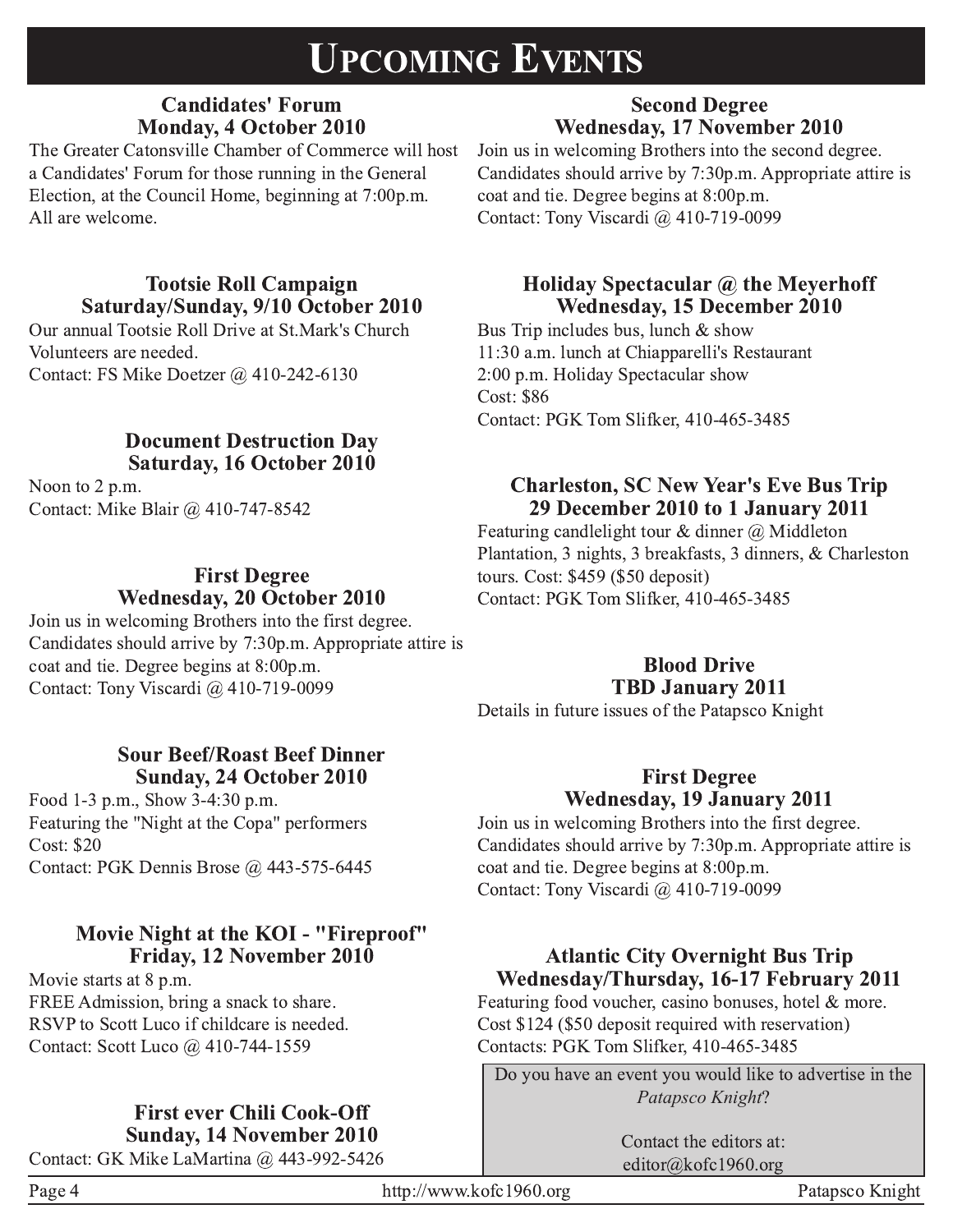# Upcoming Events

### Candidates' Forum
### Monday, 4 October 2010

The Greater Catonsville Chamber of Commerce will host a Candidates' Forum for those running in the General Election, at the Council Home, beginning at 7:00p.m. All are welcome.

### Tootsie Roll Campaign
### Saturday/Sunday, 9/10 October 2010

Our annual Tootsie Roll Drive at St.Mark's Church
Volunteers are needed.
Contact: FS Mike Doetzer @ 410-242-6130

### Document Destruction Day
### Saturday, 16 October 2010

Noon to 2 p.m.
Contact: Mike Blair @ 410-747-8542

### First Degree
### Wednesday, 20 October 2010

Join us in welcoming Brothers into the first degree. Candidates should arrive by 7:30p.m. Appropriate attire is coat and tie. Degree begins at 8:00p.m.
Contact: Tony Viscardi @ 410-719-0099

### Sour Beef/Roast Beef Dinner
### Sunday, 24 October 2010

Food 1-3 p.m., Show 3-4:30 p.m.
Featuring the "Night at the Copa" performers
Cost: $20
Contact: PGK Dennis Brose @ 443-575-6445

### Movie Night at the KOI - "Fireproof"
### Friday, 12 November 2010

Movie starts at 8 p.m.
FREE Admission, bring a snack to share.
RSVP to Scott Luco if childcare is needed.
Contact: Scott Luco @ 410-744-1559

### First ever Chili Cook-Off
### Sunday, 14 November 2010

Contact: GK Mike LaMartina @ 443-992-5426

### Second Degree
### Wednesday, 17 November 2010

Join us in welcoming Brothers into the second degree. Candidates should arrive by 7:30p.m. Appropriate attire is coat and tie. Degree begins at 8:00p.m.
Contact: Tony Viscardi @ 410-719-0099

### Holiday Spectacular @ the Meyerhoff
### Wednesday, 15 December 2010

Bus Trip includes bus, lunch & show
11:30 a.m. lunch at Chiapparelli's Restaurant
2:00 p.m. Holiday Spectacular show
Cost: $86
Contact: PGK Tom Slifker, 410-465-3485

### Charleston, SC New Year's Eve Bus Trip
### 29 December 2010 to 1 January 2011

Featuring candlelight tour & dinner @ Middleton Plantation, 3 nights, 3 breakfasts, 3 dinners, & Charleston tours. Cost: $459 ($50 deposit)
Contact: PGK Tom Slifker, 410-465-3485

### Blood Drive
### TBD January 2011

Details in future issues of the Patapsco Knight

### First Degree
### Wednesday, 19 January 2011

Join us in welcoming Brothers into the first degree. Candidates should arrive by 7:30p.m. Appropriate attire is coat and tie. Degree begins at 8:00p.m.
Contact: Tony Viscardi @ 410-719-0099

### Atlantic City Overnight Bus Trip
### Wednesday/Thursday, 16-17 February 2011

Featuring food voucher, casino bonuses, hotel & more.
Cost $124 ($50 deposit required with reservation)
Contacts: PGK Tom Slifker, 410-465-3485

Do you have an event you would like to advertise in the *Patapsco Knight*?

Contact the editors at:
editor@kofc1960.org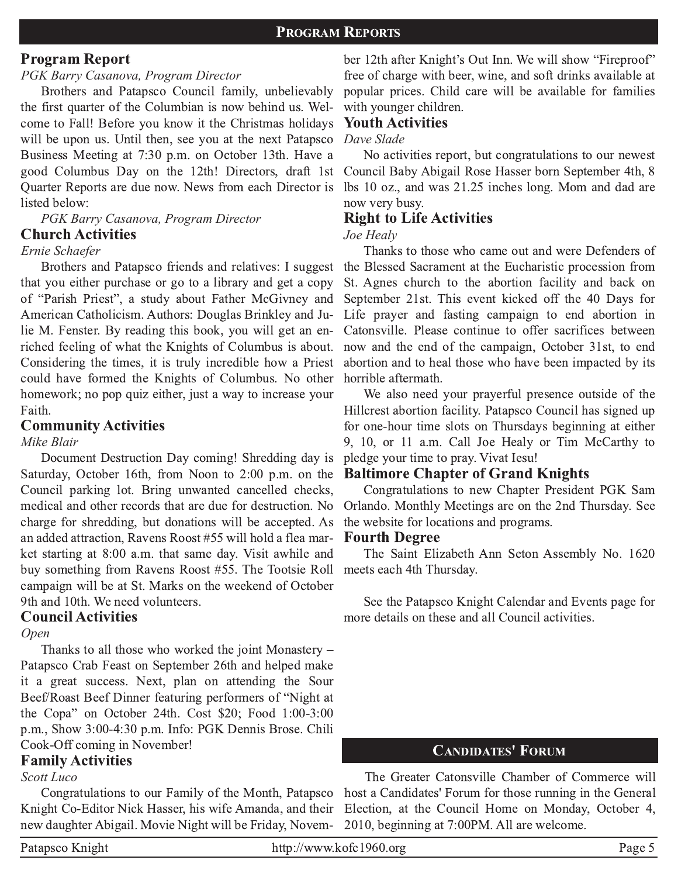## Program Reports

### Program Report

*PGK Barry Casanova, Program Director*

Brothers and Patapsco Council family, unbelievably the first quarter of the Columbian is now behind us. Welcome to Fall! Before you know it the Christmas holidays will be upon us. Until then, see you at the next Patapsco Business Meeting at 7:30 p.m. on October 13th. Have a good Columbus Day on the 12th! Directors, draft 1st Quarter Reports are due now. News from each Director is listed below:

*PGK Barry Casanova, Program Director*

### Church Activities

*Ernie Schaefer*

Brothers and Patapsco friends and relatives: I suggest that you either purchase or go to a library and get a copy of "Parish Priest", a study about Father McGivney and American Catholicism. Authors: Douglas Brinkley and Julie M. Fenster. By reading this book, you will get an enriched feeling of what the Knights of Columbus is about. Considering the times, it is truly incredible how a Priest could have formed the Knights of Columbus. No other homework; no pop quiz either, just a way to increase your Faith.

### Community Activities

*Mike Blair*

Document Destruction Day coming! Shredding day is Saturday, October 16th, from Noon to 2:00 p.m. on the Council parking lot. Bring unwanted cancelled checks, medical and other records that are due for destruction. No charge for shredding, but donations will be accepted. As an added attraction, Ravens Roost #55 will hold a flea market starting at 8:00 a.m. that same day. Visit awhile and buy something from Ravens Roost #55. The Tootsie Roll campaign will be at St. Marks on the weekend of October 9th and 10th. We need volunteers.

### Council Activities

*Open*

Thanks to all those who worked the joint Monastery – Patapsco Crab Feast on September 26th and helped make it a great success. Next, plan on attending the Sour Beef/Roast Beef Dinner featuring performers of "Night at the Copa" on October 24th. Cost $20; Food 1:00-3:00 p.m., Show 3:00-4:30 p.m. Info: PGK Dennis Brose. Chili Cook-Off coming in November!

### Family Activities

*Scott Luco*

Congratulations to our Family of the Month, Patapsco Knight Co-Editor Nick Hasser, his wife Amanda, and their new daughter Abigail. Movie Night will be Friday, November 12th after Knight's Out Inn. We will show "Fireproof" free of charge with beer, wine, and soft drinks available at popular prices. Child care will be available for families with younger children.

### Youth Activities

*Dave Slade*

No activities report, but congratulations to our newest Council Baby Abigail Rose Hasser born September 4th, 8 lbs 10 oz., and was 21.25 inches long. Mom and dad are now very busy.

### Right to Life Activities

*Joe Healy*

Thanks to those who came out and were Defenders of the Blessed Sacrament at the Eucharistic procession from St. Agnes church to the abortion facility and back on September 21st. This event kicked off the 40 Days for Life prayer and fasting campaign to end abortion in Catonsville. Please continue to offer sacrifices between now and the end of the campaign, October 31st, to end abortion and to heal those who have been impacted by its horrible aftermath.

We also need your prayerful presence outside of the Hillcrest abortion facility. Patapsco Council has signed up for one-hour time slots on Thursdays beginning at either 9, 10, or 11 a.m. Call Joe Healy or Tim McCarthy to pledge your time to pray. Vivat Iesu!

### Baltimore Chapter of Grand Knights

Congratulations to new Chapter President PGK Sam Orlando. Monthly Meetings are on the 2nd Thursday. See the website for locations and programs.

### Fourth Degree

The Saint Elizabeth Ann Seton Assembly No. 1620 meets each 4th Thursday.

See the Patapsco Knight Calendar and Events page for more details on these and all Council activities.

## Candidates' Forum

The Greater Catonsville Chamber of Commerce will host a Candidates' Forum for those running in the General Election, at the Council Home on Monday, October 4, 2010, beginning at 7:00PM. All are welcome.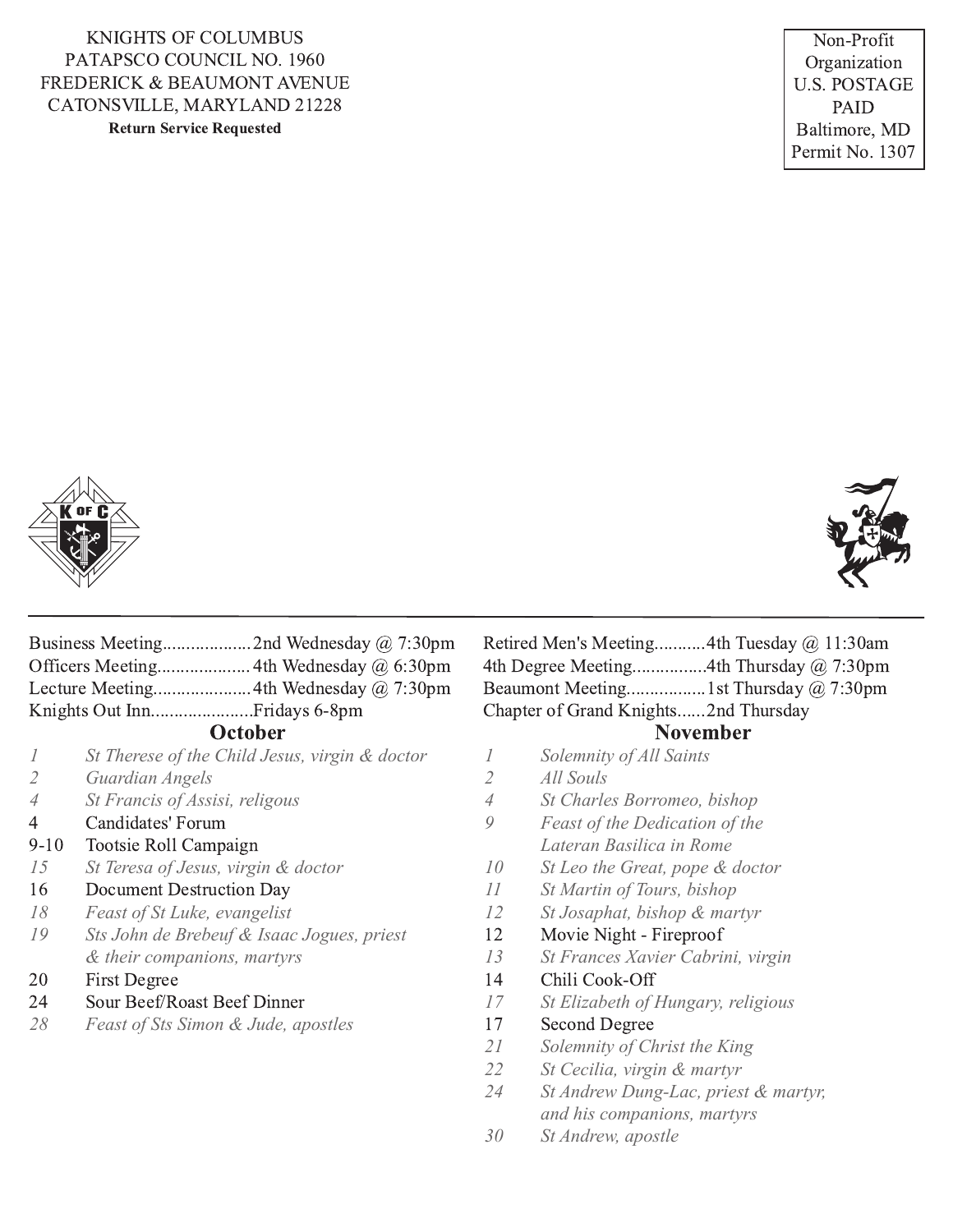KNIGHTS OF COLUMBUS
PATAPSCO COUNCIL NO. 1960
FREDERICK & BEAUMONT AVENUE
CATONSVILLE, MARYLAND 21228
**Return Service Requested**

Non-Profit
Organization
U.S. POSTAGE
PAID
Baltimore, MD
Permit No. 1307

Business Meeting...................2nd Wednesday @ 7:30pm
Officers Meeting....................4th Wednesday @ 6:30pm
Lecture Meeting.....................4th Wednesday @ 7:30pm
Knights Out Inn......................Fridays 6-8pm

Retired Men's Meeting...........4th Tuesday @ 11:30am
4th Degree Meeting................4th Thursday @ 7:30pm
Beaumont Meeting.................1st Thursday @ 7:30pm
Chapter of Grand Knights......2nd Thursday

## October

| | |
|---|---|
| *1* | *St Therese of the Child Jesus, virgin & doctor* |
| *2* | *Guardian Angels* |
| *4* | *St Francis of Assisi, religous* |
| 4 | Candidates' Forum |
| 9-10 | Tootsie Roll Campaign |
| *15* | *St Teresa of Jesus, virgin & doctor* |
| 16 | Document Destruction Day |
| *18* | *Feast of St Luke, evangelist* |
| *19* | *Sts John de Brebeuf & Isaac Jogues, priest & their companions, martyrs* |
| 20 | First Degree |
| 24 | Sour Beef/Roast Beef Dinner |
| *28* | *Feast of Sts Simon & Jude, apostles* |

## November

| | |
|---|---|
| *1* | *Solemnity of All Saints* |
| *2* | *All Souls* |
| *4* | *St Charles Borromeo, bishop* |
| *9* | *Feast of the Dedication of the Lateran Basilica in Rome* |
| *10* | *St Leo the Great, pope & doctor* |
| *11* | *St Martin of Tours, bishop* |
| *12* | *St Josaphat, bishop & martyr* |
| 12 | Movie Night - Fireproof |
| *13* | *St Frances Xavier Cabrini, virgin* |
| 14 | Chili Cook-Off |
| *17* | *St Elizabeth of Hungary, religious* |
| 17 | Second Degree |
| *21* | *Solemnity of Christ the King* |
| *22* | *St Cecilia, virgin & martyr* |
| *24* | *St Andrew Dung-Lac, priest & martyr, and his companions, martyrs* |
| *30* | *St Andrew, apostle* |